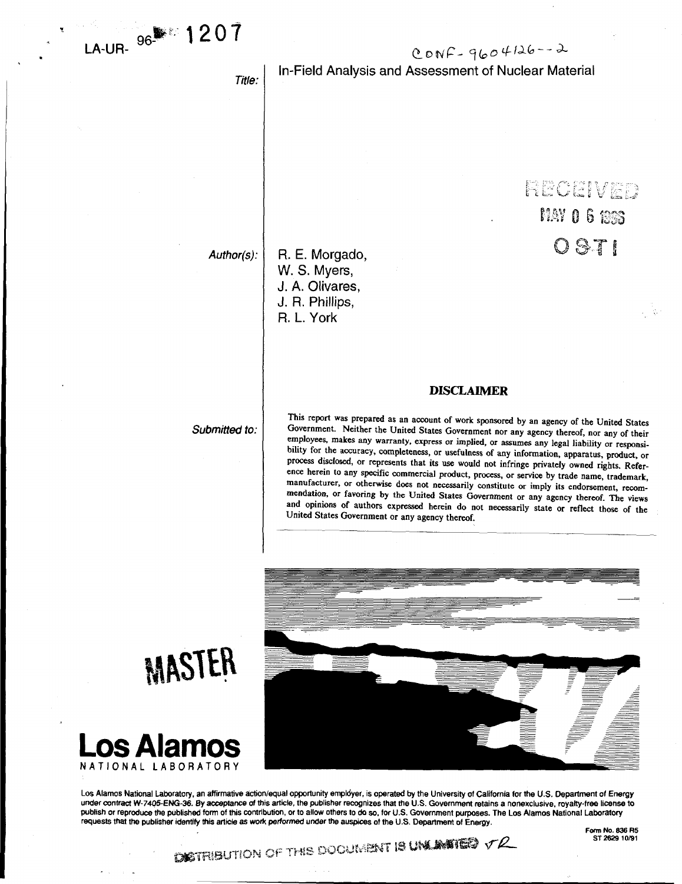LA-UR- 96- 1207

CONF-9604126--2

*Title:* In-Field Analysis and Assessment of Nuclear Material

RECEIVED
MAY 06 1996
OSTI

*Author(s):* R. E. Morgado,
W. S. Myers,
J. A. Olivares,
J. R. Phillips,
R. L. York

*Submitted to:*

## DISCLAIMER

This report was prepared as an account of work sponsored by an agency of the United States Government. Neither the United States Government nor any agency thereof, nor any of their employees, makes any warranty, express or implied, or assumes any legal liability or responsibility for the accuracy, completeness, or usefulness of any information, apparatus, product, or process disclosed, or represents that its use would not infringe privately owned rights. Reference herein to any specific commercial product, process, or service by trade name, trademark, manufacturer, or otherwise does not necessarily constitute or imply its endorsement, recommendation, or favoring by the United States Government or any agency thereof. The views and opinions of authors expressed herein do not necessarily state or reflect those of the United States Government or any agency thereof.

MASTER

**Los Alamos**
NATIONAL LABORATORY

Los Alamos National Laboratory, an affirmative action/equal opportunity employer, is operated by the University of California for the U.S. Department of Energy under contract W-7405-ENG-36. By acceptance of this article, the publisher recognizes that the U.S. Government retains a nonexclusive, royalty-free license to publish or reproduce the published form of this contribution, or to allow others to do so, for U.S. Government purposes. The Los Alamos National Laboratory requests that the publisher identify this article as work performed under the auspices of the U.S. Department of Energy.

Form No. 836 R5
ST 2629 10/91

DISTRIBUTION OF THIS DOCUMENT IS UNLIMITED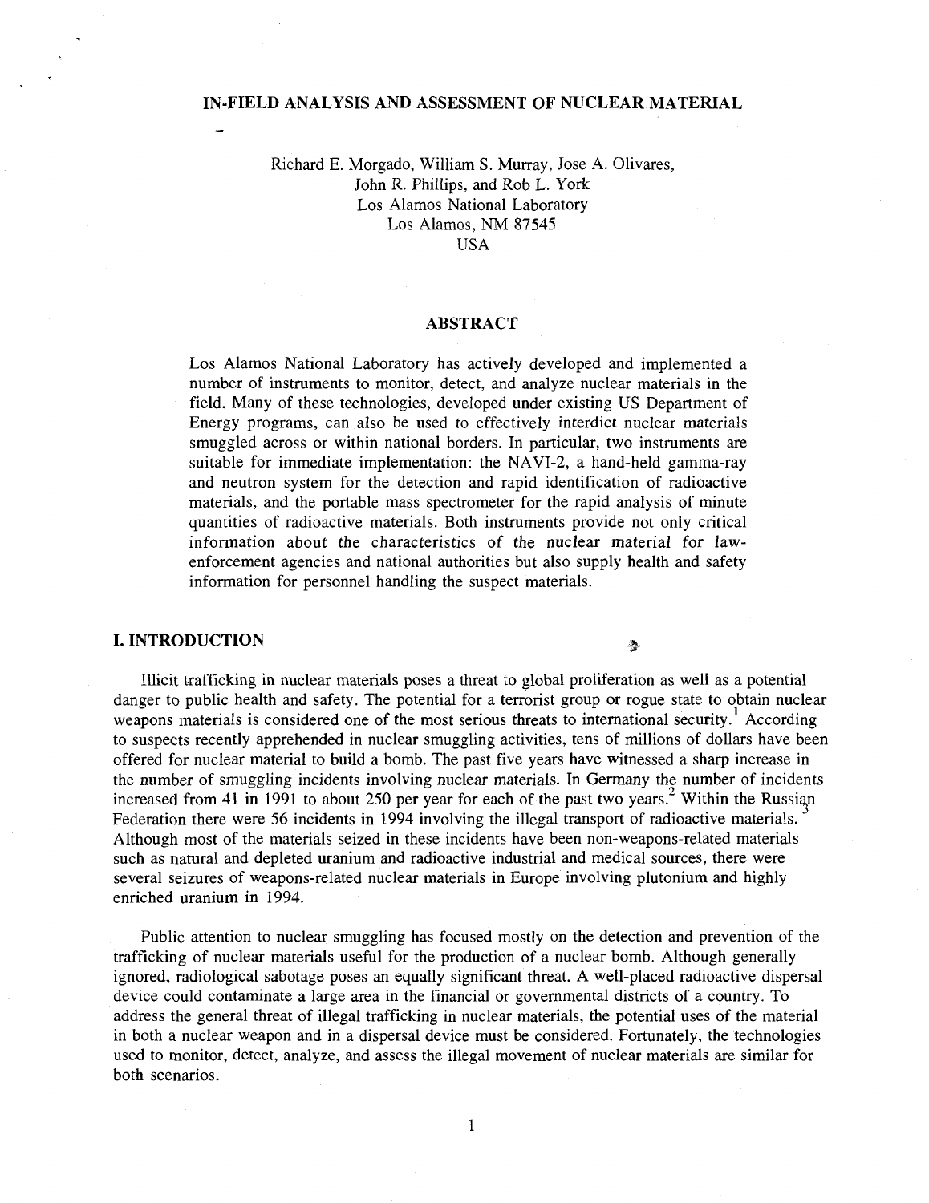# IN-FIELD ANALYSIS AND ASSESSMENT OF NUCLEAR MATERIAL

Richard E. Morgado, William S. Murray, Jose A. Olivares,
John R. Phillips, and Rob L. York
Los Alamos National Laboratory
Los Alamos, NM 87545
USA

## ABSTRACT

Los Alamos National Laboratory has actively developed and implemented a number of instruments to monitor, detect, and analyze nuclear materials in the field. Many of these technologies, developed under existing US Department of Energy programs, can also be used to effectively interdict nuclear materials smuggled across or within national borders. In particular, two instruments are suitable for immediate implementation: the NAVI-2, a hand-held gamma-ray and neutron system for the detection and rapid identification of radioactive materials, and the portable mass spectrometer for the rapid analysis of minute quantities of radioactive materials. Both instruments provide not only critical information about the characteristics of the nuclear material for law-enforcement agencies and national authorities but also supply health and safety information for personnel handling the suspect materials.

## I. INTRODUCTION

Illicit trafficking in nuclear materials poses a threat to global proliferation as well as a potential danger to public health and safety. The potential for a terrorist group or rogue state to obtain nuclear weapons materials is considered one of the most serious threats to international security.[1] According to suspects recently apprehended in nuclear smuggling activities, tens of millions of dollars have been offered for nuclear material to build a bomb. The past five years have witnessed a sharp increase in the number of smuggling incidents involving nuclear materials. In Germany the number of incidents increased from 41 in 1991 to about 250 per year for each of the past two years.[2] Within the Russian Federation there were 56 incidents in 1994 involving the illegal transport of radioactive materials.[3] Although most of the materials seized in these incidents have been non-weapons-related materials such as natural and depleted uranium and radioactive industrial and medical sources, there were several seizures of weapons-related nuclear materials in Europe involving plutonium and highly enriched uranium in 1994.

Public attention to nuclear smuggling has focused mostly on the detection and prevention of the trafficking of nuclear materials useful for the production of a nuclear bomb. Although generally ignored, radiological sabotage poses an equally significant threat. A well-placed radioactive dispersal device could contaminate a large area in the financial or governmental districts of a country. To address the general threat of illegal trafficking in nuclear materials, the potential uses of the material in both a nuclear weapon and in a dispersal device must be considered. Fortunately, the technologies used to monitor, detect, analyze, and assess the illegal movement of nuclear materials are similar for both scenarios.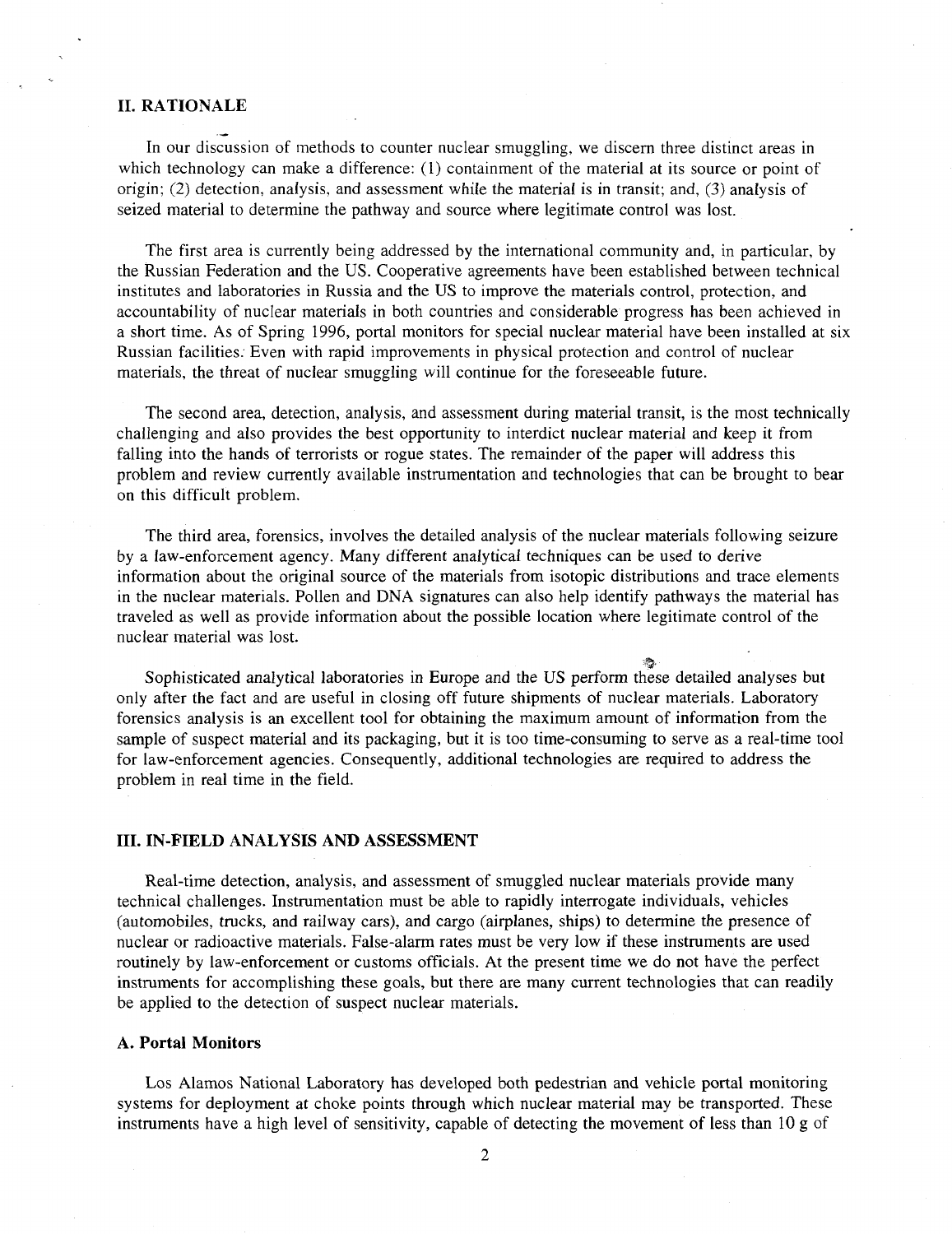## II. RATIONALE

In our discussion of methods to counter nuclear smuggling, we discern three distinct areas in which technology can make a difference: (1) containment of the material at its source or point of origin; (2) detection, analysis, and assessment while the material is in transit; and, (3) analysis of seized material to determine the pathway and source where legitimate control was lost.

The first area is currently being addressed by the international community and, in particular, by the Russian Federation and the US. Cooperative agreements have been established between technical institutes and laboratories in Russia and the US to improve the materials control, protection, and accountability of nuclear materials in both countries and considerable progress has been achieved in a short time. As of Spring 1996, portal monitors for special nuclear material have been installed at six Russian facilities. Even with rapid improvements in physical protection and control of nuclear materials, the threat of nuclear smuggling will continue for the foreseeable future.

The second area, detection, analysis, and assessment during material transit, is the most technically challenging and also provides the best opportunity to interdict nuclear material and keep it from falling into the hands of terrorists or rogue states. The remainder of the paper will address this problem and review currently available instrumentation and technologies that can be brought to bear on this difficult problem.

The third area, forensics, involves the detailed analysis of the nuclear materials following seizure by a law-enforcement agency. Many different analytical techniques can be used to derive information about the original source of the materials from isotopic distributions and trace elements in the nuclear materials. Pollen and DNA signatures can also help identify pathways the material has traveled as well as provide information about the possible location where legitimate control of the nuclear material was lost.

Sophisticated analytical laboratories in Europe and the US perform these detailed analyses but only after the fact and are useful in closing off future shipments of nuclear materials. Laboratory forensics analysis is an excellent tool for obtaining the maximum amount of information from the sample of suspect material and its packaging, but it is too time-consuming to serve as a real-time tool for law-enforcement agencies. Consequently, additional technologies are required to address the problem in real time in the field.

## III. IN-FIELD ANALYSIS AND ASSESSMENT

Real-time detection, analysis, and assessment of smuggled nuclear materials provide many technical challenges. Instrumentation must be able to rapidly interrogate individuals, vehicles (automobiles, trucks, and railway cars), and cargo (airplanes, ships) to determine the presence of nuclear or radioactive materials. False-alarm rates must be very low if these instruments are used routinely by law-enforcement or customs officials. At the present time we do not have the perfect instruments for accomplishing these goals, but there are many current technologies that can readily be applied to the detection of suspect nuclear materials.

### A. Portal Monitors

Los Alamos National Laboratory has developed both pedestrian and vehicle portal monitoring systems for deployment at choke points through which nuclear material may be transported. These instruments have a high level of sensitivity, capable of detecting the movement of less than 10 g of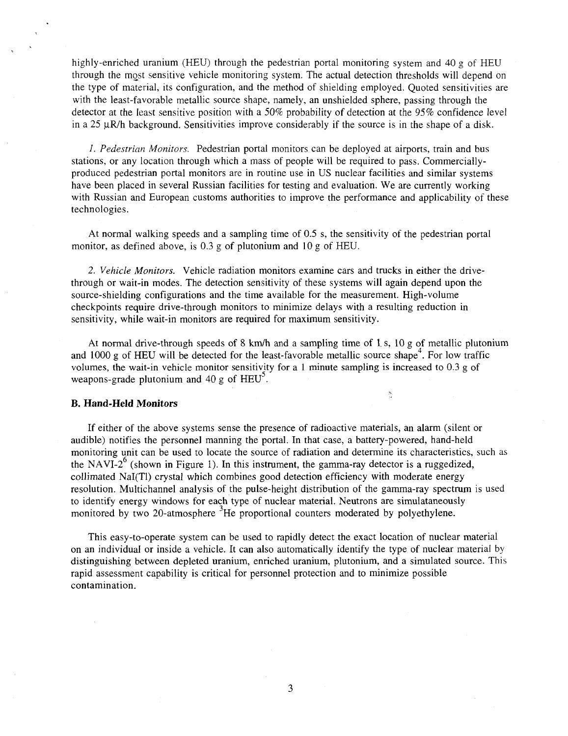highly-enriched uranium (HEU) through the pedestrian portal monitoring system and 40 g of HEU through the most sensitive vehicle monitoring system. The actual detection thresholds will depend on the type of material, its configuration, and the method of shielding employed. Quoted sensitivities are with the least-favorable metallic source shape, namely, an unshielded sphere, passing through the detector at the least sensitive position with a 50% probability of detection at the 95% confidence level in a 25 μR/h background. Sensitivities improve considerably if the source is in the shape of a disk.

*1. Pedestrian Monitors.* Pedestrian portal monitors can be deployed at airports, train and bus stations, or any location through which a mass of people will be required to pass. Commercially-produced pedestrian portal monitors are in routine use in US nuclear facilities and similar systems have been placed in several Russian facilities for testing and evaluation. We are currently working with Russian and European customs authorities to improve the performance and applicability of these technologies.

At normal walking speeds and a sampling time of 0.5 s, the sensitivity of the pedestrian portal monitor, as defined above, is 0.3 g of plutonium and 10 g of HEU.

*2. Vehicle Monitors.* Vehicle radiation monitors examine cars and trucks in either the drive-through or wait-in modes. The detection sensitivity of these systems will again depend upon the source-shielding configurations and the time available for the measurement. High-volume checkpoints require drive-through monitors to minimize delays with a resulting reduction in sensitivity, while wait-in monitors are required for maximum sensitivity.

At normal drive-through speeds of 8 km/h and a sampling time of 1 s, 10 g of metallic plutonium and 1000 g of HEU will be detected for the least-favorable metallic source shape[4]. For low traffic volumes, the wait-in vehicle monitor sensitivity for a 1 minute sampling is increased to 0.3 g of weapons-grade plutonium and 40 g of HEU[5].

### B. Hand-Held Monitors

If either of the above systems sense the presence of radioactive materials, an alarm (silent or audible) notifies the personnel manning the portal. In that case, a battery-powered, hand-held monitoring unit can be used to locate the source of radiation and determine its characteristics, such as the NAVI-2[6] (shown in Figure 1). In this instrument, the gamma-ray detector is a ruggedized, collimated NaI(Tl) crystal which combines good detection efficiency with moderate energy resolution. Multichannel analysis of the pulse-height distribution of the gamma-ray spectrum is used to identify energy windows for each type of nuclear material. Neutrons are simulataneously monitored by two 20-atmosphere $^{3}He$ proportional counters moderated by polyethylene.

This easy-to-operate system can be used to rapidly detect the exact location of nuclear material on an individual or inside a vehicle. It can also automatically identify the type of nuclear material by distinguishing between depleted uranium, enriched uranium, plutonium, and a simulated source. This rapid assessment capability is critical for personnel protection and to minimize possible contamination.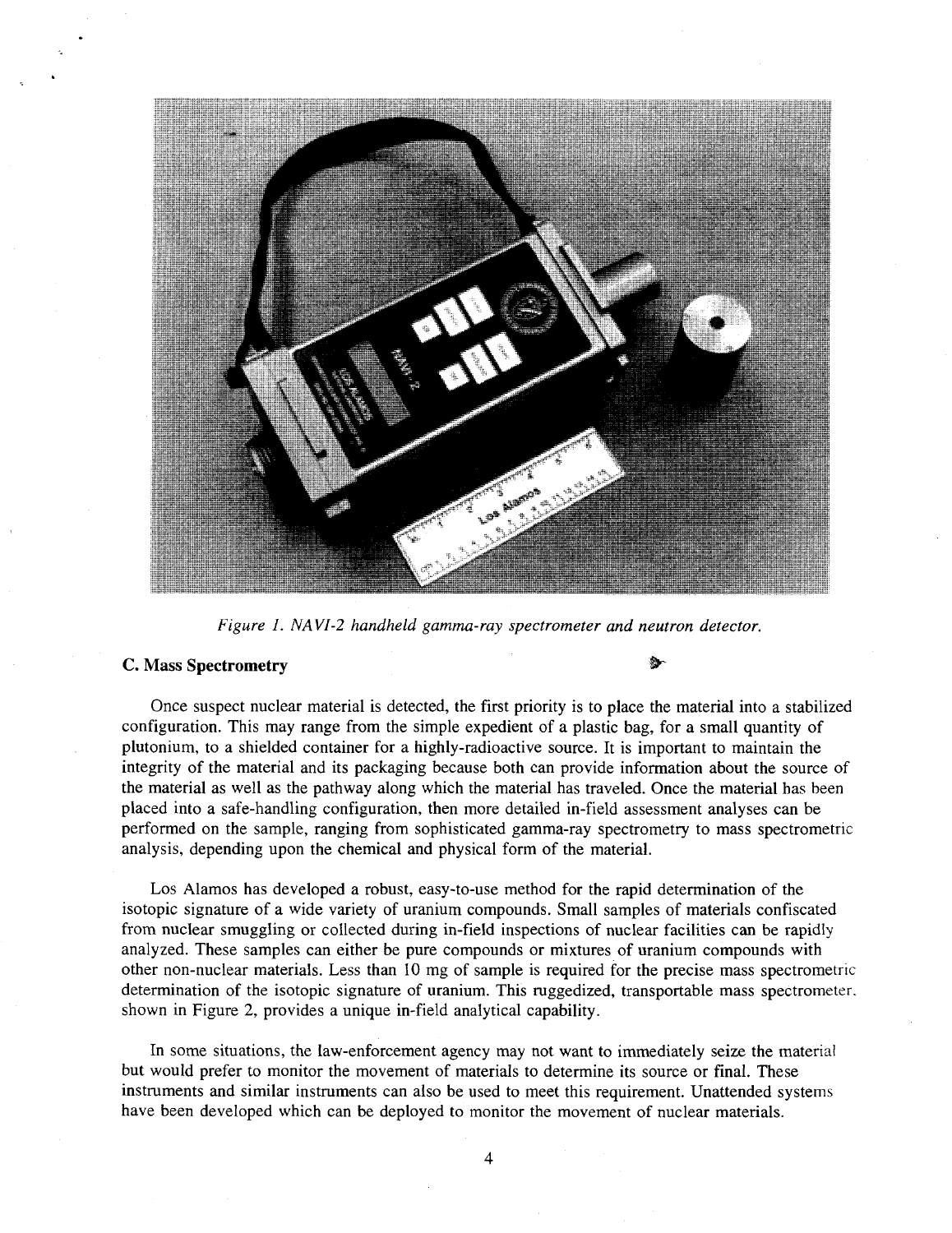*Figure 1. NAVI-2 handheld gamma-ray spectrometer and neutron detector.*

### C. Mass Spectrometry

Once suspect nuclear material is detected, the first priority is to place the material into a stabilized configuration. This may range from the simple expedient of a plastic bag, for a small quantity of plutonium, to a shielded container for a highly-radioactive source. It is important to maintain the integrity of the material and its packaging because both can provide information about the source of the material as well as the pathway along which the material has traveled. Once the material has been placed into a safe-handling configuration, then more detailed in-field assessment analyses can be performed on the sample, ranging from sophisticated gamma-ray spectrometry to mass spectrometric analysis, depending upon the chemical and physical form of the material.

Los Alamos has developed a robust, easy-to-use method for the rapid determination of the isotopic signature of a wide variety of uranium compounds. Small samples of materials confiscated from nuclear smuggling or collected during in-field inspections of nuclear facilities can be rapidly analyzed. These samples can either be pure compounds or mixtures of uranium compounds with other non-nuclear materials. Less than 10 mg of sample is required for the precise mass spectrometric determination of the isotopic signature of uranium. This ruggedized, transportable mass spectrometer, shown in Figure 2, provides a unique in-field analytical capability.

In some situations, the law-enforcement agency may not want to immediately seize the material but would prefer to monitor the movement of materials to determine its source or final. These instruments and similar instruments can also be used to meet this requirement. Unattended systems have been developed which can be deployed to monitor the movement of nuclear materials.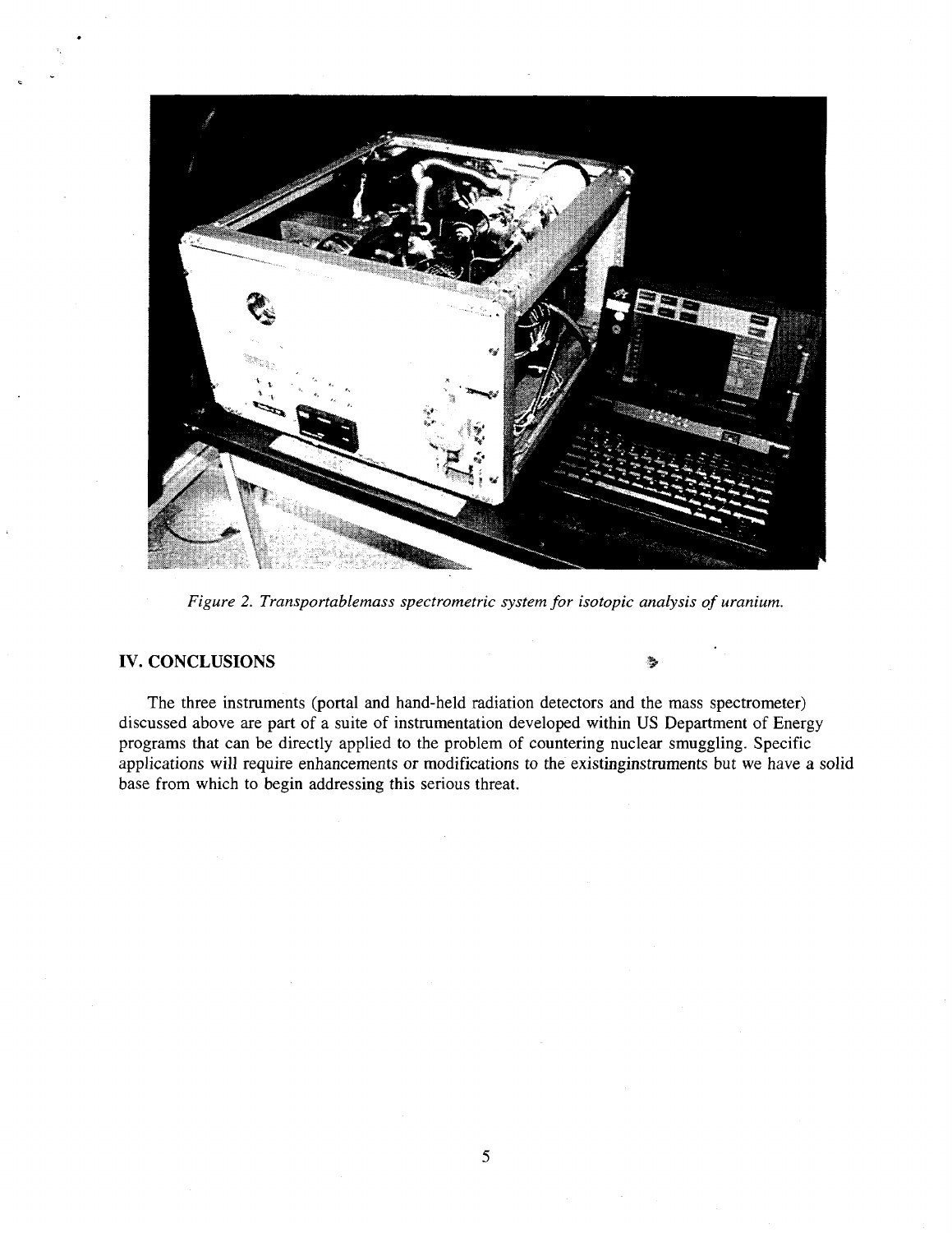*Figure 2. Transportablemass spectrometric system for isotopic analysis of uranium.*

## IV. CONCLUSIONS

The three instruments (portal and hand-held radiation detectors and the mass spectrometer) discussed above are part of a suite of instrumentation developed within US Department of Energy programs that can be directly applied to the problem of countering nuclear smuggling. Specific applications will require enhancements or modifications to the existinginstruments but we have a solid base from which to begin addressing this serious threat.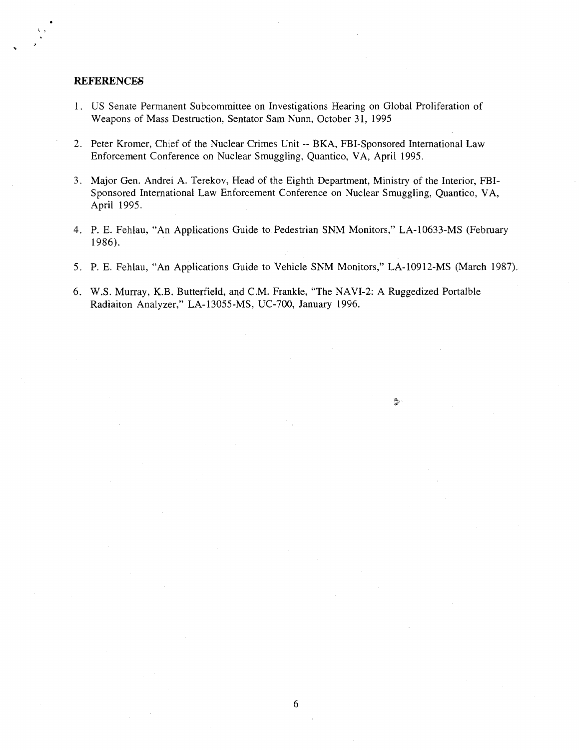## REFERENCES

1. US Senate Permanent Subcommittee on Investigations Hearing on Global Proliferation of Weapons of Mass Destruction, Sentator Sam Nunn, October 31, 1995

2. Peter Kromer, Chief of the Nuclear Crimes Unit -- BKA, FBI-Sponsored International Law Enforcement Conference on Nuclear Smuggling, Quantico, VA, April 1995.

3. Major Gen. Andrei A. Terekov, Head of the Eighth Department, Ministry of the Interior, FBI-Sponsored International Law Enforcement Conference on Nuclear Smuggling, Quantico, VA, April 1995.

4. P. E. Fehlau, "An Applications Guide to Pedestrian SNM Monitors," LA-10633-MS (February 1986).

5. P. E. Fehlau, "An Applications Guide to Vehicle SNM Monitors," LA-10912-MS (March 1987).

6. W.S. Murray, K.B. Butterfield, and C.M. Frankle, "The NAVI-2: A Ruggedized Portalble Radiaiton Analyzer," LA-13055-MS, UC-700, January 1996.